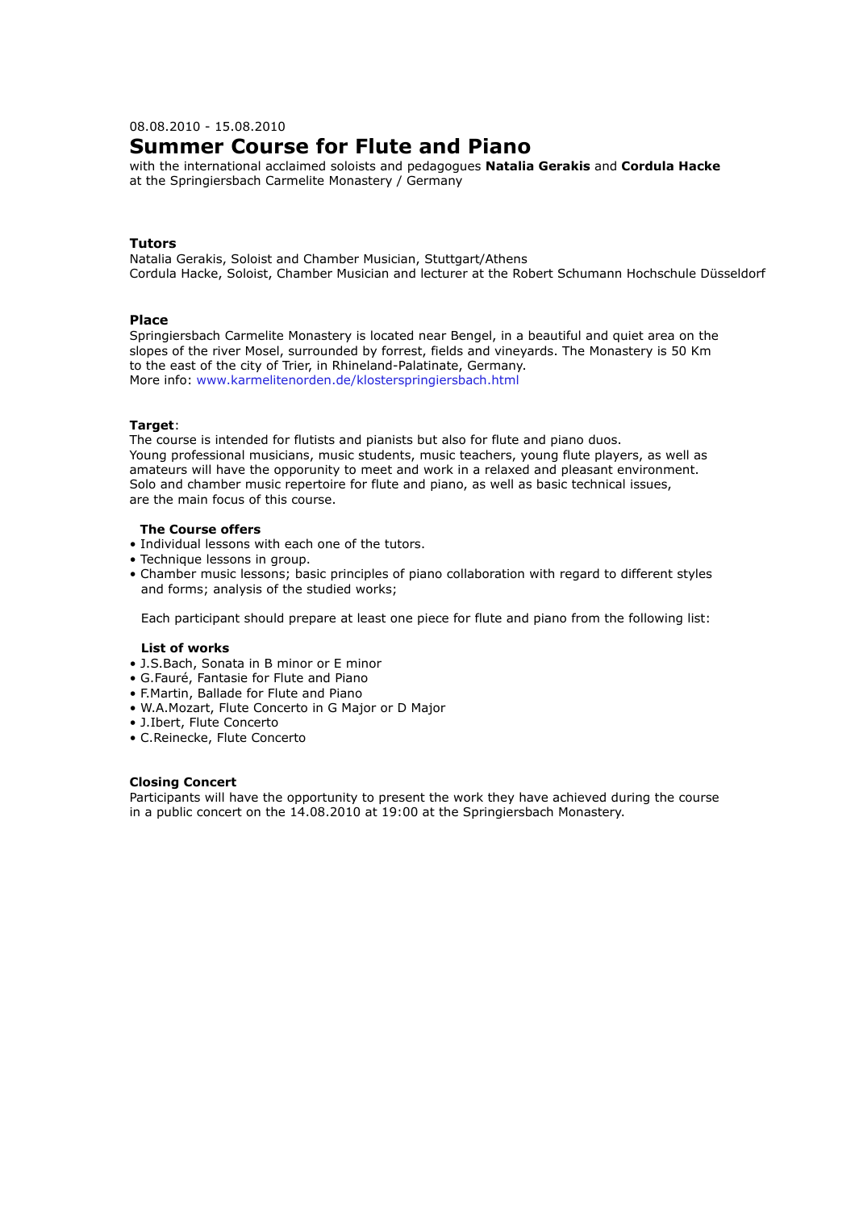08.08.2010 - 15.08.2010

# Summer Course for Flute and Piano

with the international acclaimed soloists and pedagogues **Natalia Gerakis** and **Cordula Hacke**
at the Springiersbach Carmelite Monastery / Germany

### Tutors

Natalia Gerakis, Soloist and Chamber Musician, Stuttgart/Athens
Cordula Hacke, Soloist, Chamber Musician and lecturer at the Robert Schumann Hochschule Düsseldorf

### Place

Springiersbach Carmelite Monastery is located near Bengel, in a beautiful and quiet area on the slopes of the river Mosel, surrounded by forrest, fields and vineyards. The Monastery is 50 Km to the east of the city of Trier, in Rhineland-Palatinate, Germany.
More info: www.karmelitenorden.de/klosterspringiersbach.html

### Target:

The course is intended for flutists and pianists but also for flute and piano duos.
Young professional musicians, music students, music teachers, young flute players, as well as amateurs will have the opporunity to meet and work in a relaxed and pleasant environment.
Solo and chamber music repertoire for flute and piano, as well as basic technical issues, are the main focus of this course.

**The Course offers**

- Individual lessons with each one of the tutors.
- Technique lessons in group.
- Chamber music lessons; basic principles of piano collaboration with regard to different styles and forms; analysis of the studied works;

Each participant should prepare at least one piece for flute and piano from the following list:

**List of works**

- J.S.Bach, Sonata in B minor or E minor
- G.Fauré, Fantasie for Flute and Piano
- F.Martin, Ballade for Flute and Piano
- W.A.Mozart, Flute Concerto in G Major or D Major
- J.Ibert, Flute Concerto
- C.Reinecke, Flute Concerto

### Closing Concert

Participants will have the opportunity to present the work they have achieved during the course in a public concert on the 14.08.2010 at 19:00 at the Springiersbach Monastery.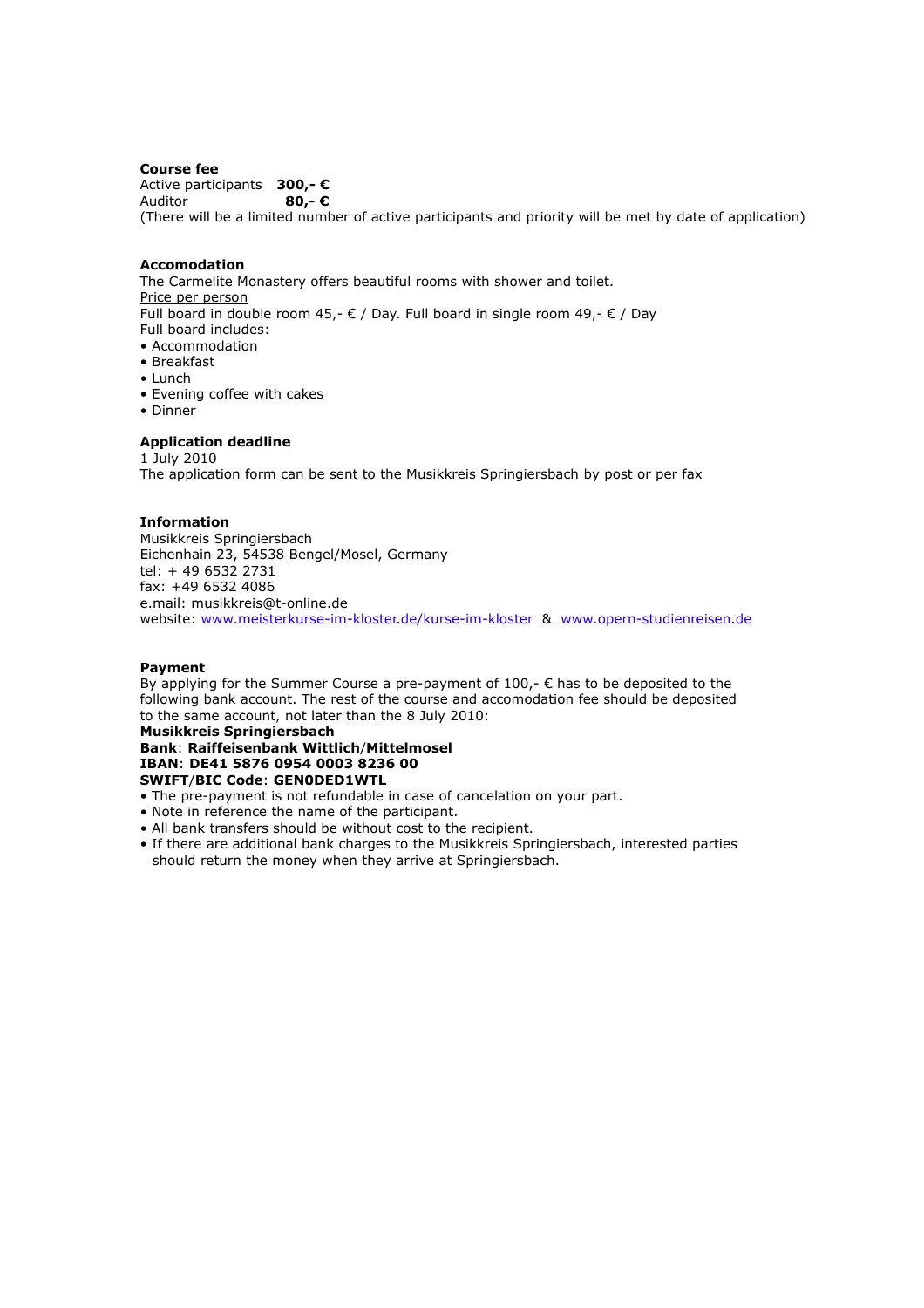**Course fee**

Active participants **300,- €**
Auditor **80,- €**
(There will be a limited number of active participants and priority will be met by date of application)

**Accomodation**

The Carmelite Monastery offers beautiful rooms with shower and toilet.
Price per person
Full board in double room 45,- € / Day. Full board in single room 49,- € / Day
Full board includes:

- Accommodation
- Breakfast
- Lunch
- Evening coffee with cakes
- Dinner

**Application deadline**

1 July 2010
The application form can be sent to the Musikkreis Springiersbach by post or per fax

**Information**

Musikkreis Springiersbach
Eichenhain 23, 54538 Bengel/Mosel, Germany
tel: + 49 6532 2731
fax: +49 6532 4086
e.mail: musikkreis@t-online.de
website: www.meisterkurse-im-kloster.de/kurse-im-kloster & www.opern-studienreisen.de

**Payment**

By applying for the Summer Course a pre-payment of 100,- € has to be deposited to the following bank account. The rest of the course and accomodation fee should be deposited to the same account, not later than the 8 July 2010:
**Musikkreis Springiersbach**
**Bank**: **Raiffeisenbank Wittlich/Mittelmosel**
**IBAN**: **DE41 5876 0954 0003 8236 00**
**SWIFT/BIC Code**: **GEN0DED1WTL**

- The pre-payment is not refundable in case of cancelation on your part.
- Note in reference the name of the participant.
- All bank transfers should be without cost to the recipient.
- If there are additional bank charges to the Musikkreis Springiersbach, interested parties should return the money when they arrive at Springiersbach.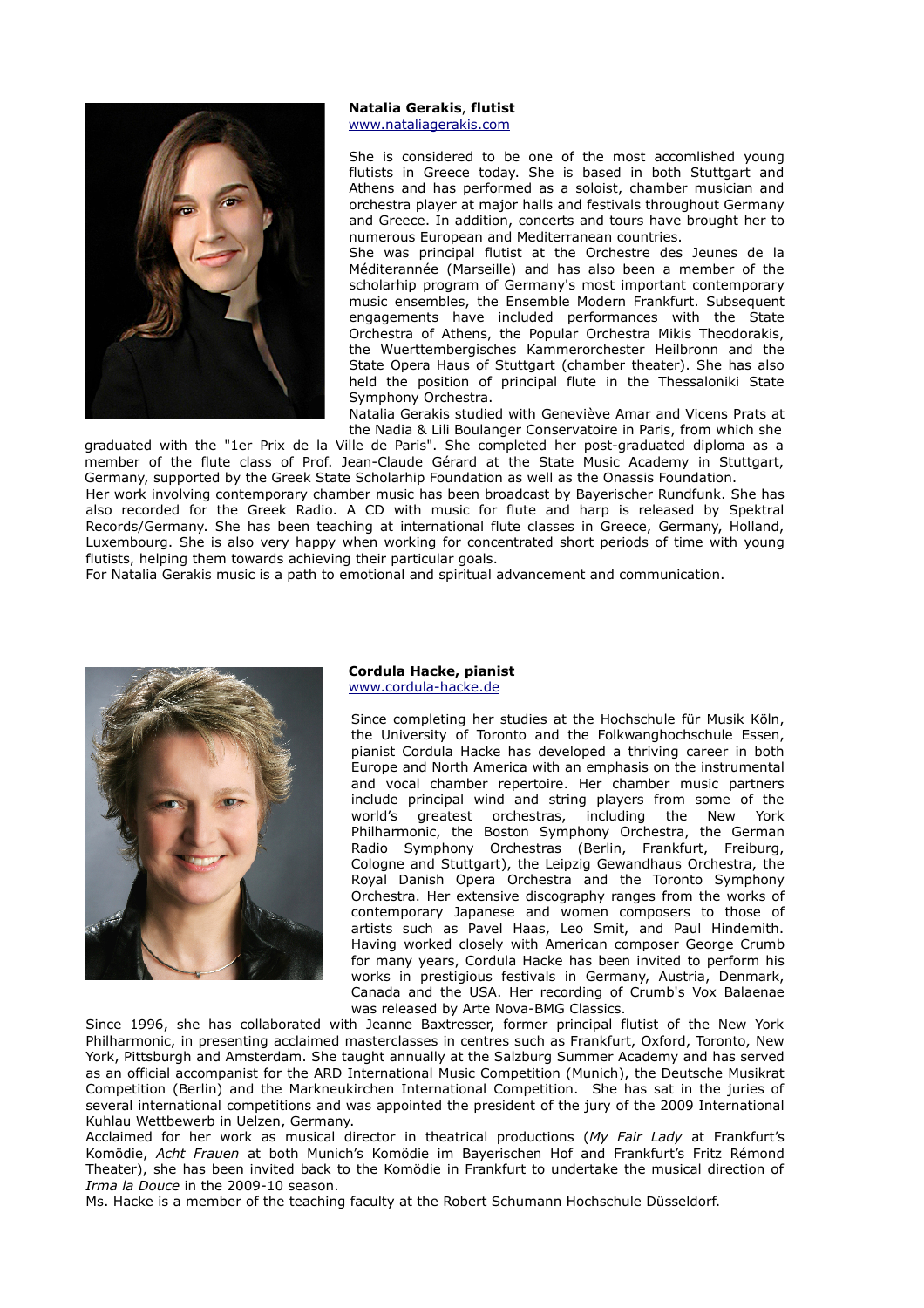**Natalia Gerakis**, **flutist**
www.nataliagerakis.com

She is considered to be one of the most accomlished young flutists in Greece today. She is based in both Stuttgart and Athens and has performed as a soloist, chamber musician and orchestra player at major halls and festivals throughout Germany and Greece. In addition, concerts and tours have brought her to numerous European and Mediterranean countries.
She was principal flutist at the Orchestre des Jeunes de la Méditerannée (Marseille) and has also been a member of the scholarhip program of Germany's most important contemporary music ensembles, the Ensemble Modern Frankfurt. Subsequent engagements have included performances with the State Orchestra of Athens, the Popular Orchestra Mikis Theodorakis, the Wuerttembergisches Kammerorchester Heilbronn and the State Opera Haus of Stuttgart (chamber theater). She has also held the position of principal flute in the Thessaloniki State Symphony Orchestra.
Natalia Gerakis studied with Geneviève Amar and Vicens Prats at the Nadia & Lili Boulanger Conservatoire in Paris, from which she graduated with the "1er Prix de la Ville de Paris". She completed her post-graduated diploma as a member of the flute class of Prof. Jean-Claude Gérard at the State Music Academy in Stuttgart, Germany, supported by the Greek State Scholarhip Foundation as well as the Onassis Foundation.
Her work involving contemporary chamber music has been broadcast by Bayerischer Rundfunk. She has also recorded for the Greek Radio. A CD with music for flute and harp is released by Spektral Records/Germany. She has been teaching at international flute classes in Greece, Germany, Holland, Luxembourg. She is also very happy when working for concentrated short periods of time with young flutists, helping them towards achieving their particular goals.
For Natalia Gerakis music is a path to emotional and spiritual advancement and communication.

**Cordula Hacke, pianist**
www.cordula-hacke.de

Since completing her studies at the Hochschule für Musik Köln, the University of Toronto and the Folkwanghochschule Essen, pianist Cordula Hacke has developed a thriving career in both Europe and North America with an emphasis on the instrumental and vocal chamber repertoire. Her chamber music partners include principal wind and string players from some of the world's greatest orchestras, including the New York Philharmonic, the Boston Symphony Orchestra, the German Radio Symphony Orchestras (Berlin, Frankfurt, Freiburg, Cologne and Stuttgart), the Leipzig Gewandhaus Orchestra, the Royal Danish Opera Orchestra and the Toronto Symphony Orchestra. Her extensive discography ranges from the works of contemporary Japanese and women composers to those of artists such as Pavel Haas, Leo Smit, and Paul Hindemith. Having worked closely with American composer George Crumb for many years, Cordula Hacke has been invited to perform his works in prestigious festivals in Germany, Austria, Denmark, Canada and the USA. Her recording of Crumb's Vox Balaenae was released by Arte Nova-BMG Classics.
Since 1996, she has collaborated with Jeanne Baxtresser, former principal flutist of the New York Philharmonic, in presenting acclaimed masterclasses in centres such as Frankfurt, Oxford, Toronto, New York, Pittsburgh and Amsterdam. She taught annually at the Salzburg Summer Academy and has served as an official accompanist for the ARD International Music Competition (Munich), the Deutsche Musikrat Competition (Berlin) and the Markneukirchen International Competition. She has sat in the juries of several international competitions and was appointed the president of the jury of the 2009 International Kuhlau Wettbewerb in Uelzen, Germany.
Acclaimed for her work as musical director in theatrical productions (*My Fair Lady* at Frankfurt's Komödie, *Acht Frauen* at both Munich's Komödie im Bayerischen Hof and Frankfurt's Fritz Rémond Theater), she has been invited back to the Komödie in Frankfurt to undertake the musical direction of *Irma la Douce* in the 2009-10 season.
Ms. Hacke is a member of the teaching faculty at the Robert Schumann Hochschule Düsseldorf.